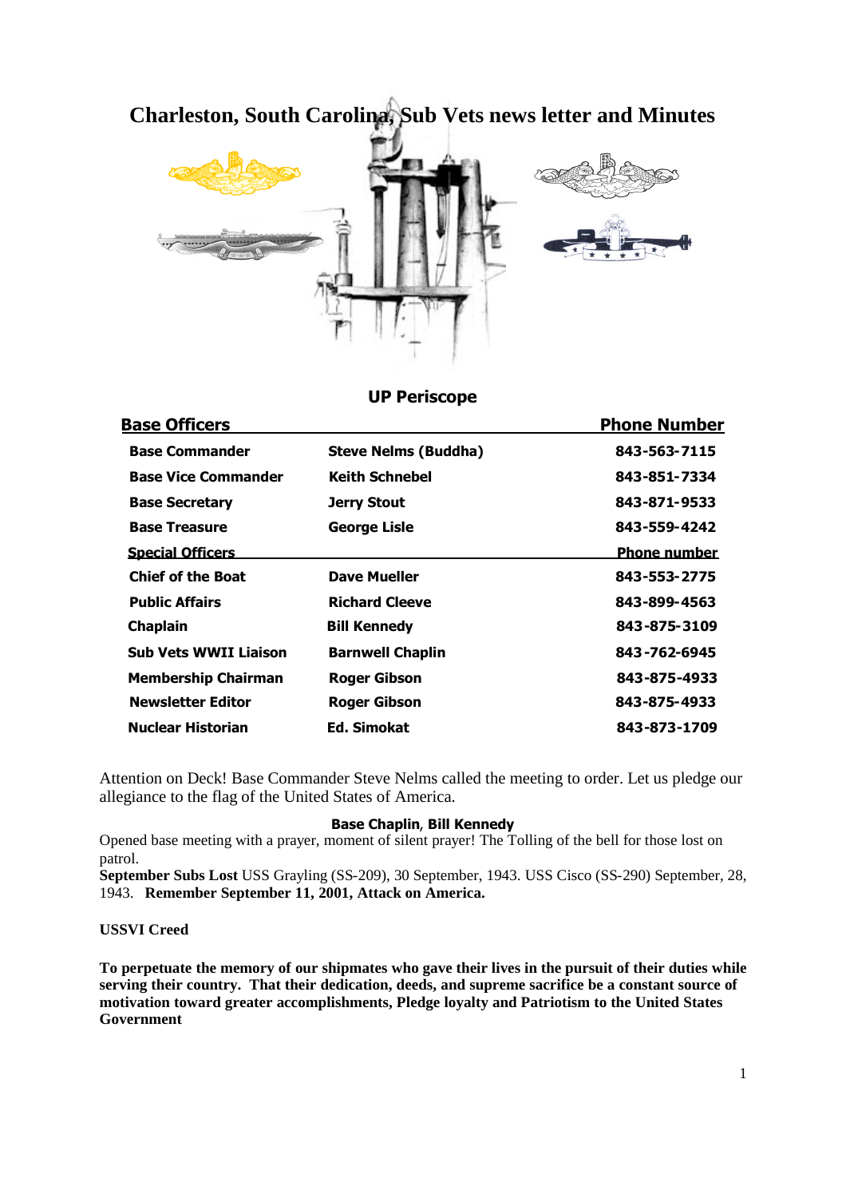# Charleston, South Carolina, Sub Vets news letter and Minutes

## UP Periscope

| Base Officers | | Phone Number |
|---|---|---|
| Base Commander | Steve Nelms (Buddha) | 843-563-7115 |
| Base Vice Commander | Keith Schnebel | 843-851-7334 |
| Base Secretary | Jerry Stout | 843-871-9533 |
| Base Treasure | George Lisle | 843-559-4242 |
| **Special Officers** | | **Phone number** |
| Chief of the Boat | Dave Mueller | 843-553-2775 |
| Public Affairs | Richard Cleeve | 843-899-4563 |
| Chaplain | Bill Kennedy | 843-875-3109 |
| Sub Vets WWII Liaison | Barnwell Chaplin | 843-762-6945 |
| Membership Chairman | Roger Gibson | 843-875-4933 |
| Newsletter Editor | Roger Gibson | 843-875-4933 |
| Nuclear Historian | Ed. Simokat | 843-873-1709 |

Attention on Deck! Base Commander Steve Nelms called the meeting to order. Let us pledge our allegiance to the flag of the United States of America.

**Base Chaplin, Bill Kennedy**

Opened base meeting with a prayer, moment of silent prayer! The Tolling of the bell for those lost on patrol.

**September Subs Lost** USS Grayling (SS-209), 30 September, 1943. USS Cisco (SS-290) September, 28, 1943. **Remember September 11, 2001, Attack on America.**

**USSVI Creed**

**To perpetuate the memory of our shipmates who gave their lives in the pursuit of their duties while serving their country. That their dedication, deeds, and supreme sacrifice be a constant source of motivation toward greater accomplishments, Pledge loyalty and Patriotism to the United States Government**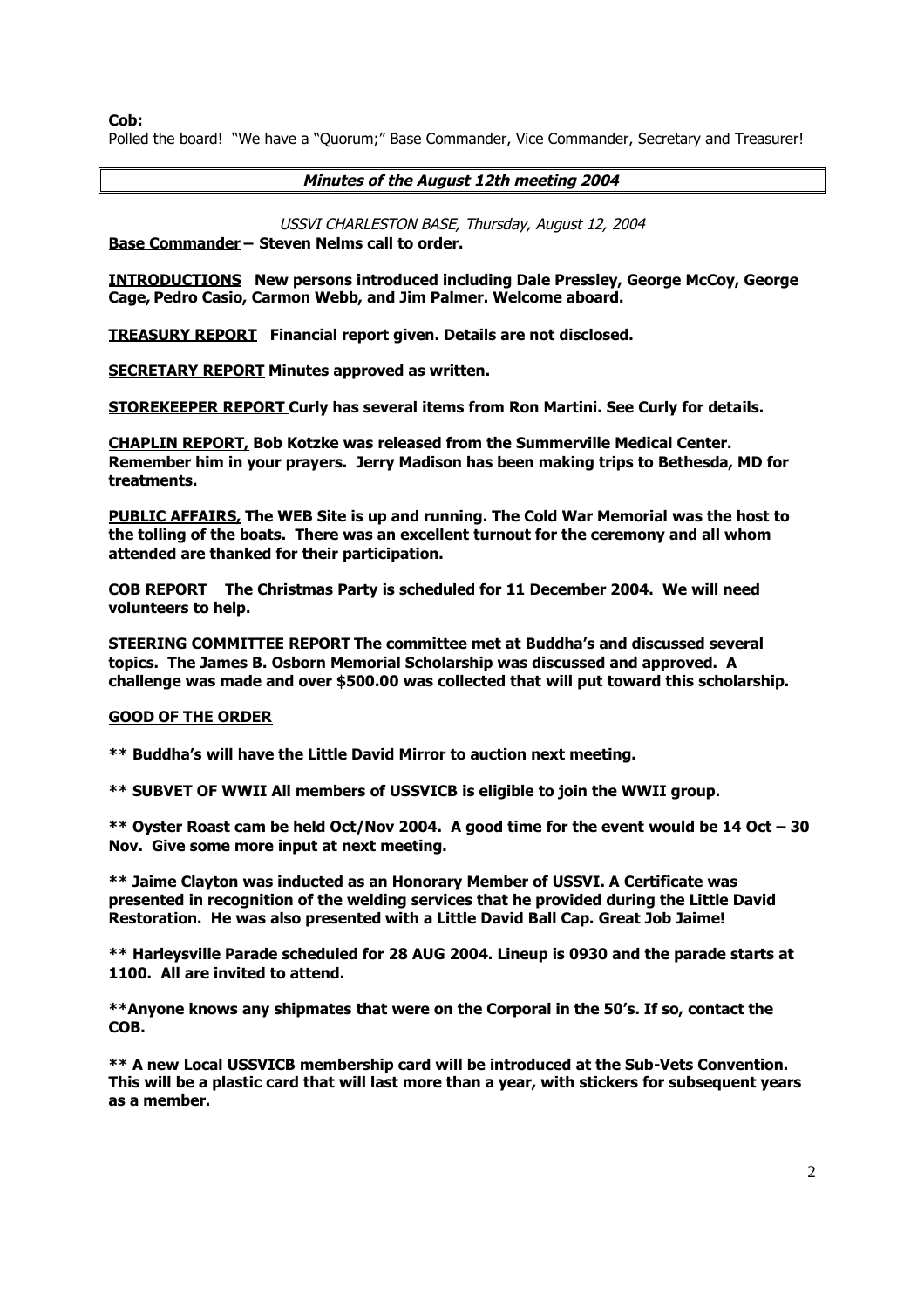**Cob:**
Polled the board! "We have a "Quorum;" Base Commander, Vice Commander, Secretary and Treasurer!

## *Minutes of the August 12th meeting 2004*

*USSVI CHARLESTON BASE, Thursday, August 12, 2004*

**<u>Base Commander</u> – Steven Nelms call to order.**

**<u>INTRODUCTIONS</u> New persons introduced including Dale Pressley, George McCoy, George Cage, Pedro Casio, Carmon Webb, and Jim Palmer. Welcome aboard.**

**<u>TREASURY REPORT</u> Financial report given. Details are not disclosed.**

**<u>SECRETARY REPORT</u> Minutes approved as written.**

**<u>STOREKEEPER REPORT</u> Curly has several items from Ron Martini. See Curly for details.**

**<u>CHAPLIN REPORT,</u> Bob Kotzke was released from the Summerville Medical Center. Remember him in your prayers. Jerry Madison has been making trips to Bethesda, MD for treatments.**

**<u>PUBLIC AFFAIRS,</u> The WEB Site is up and running. The Cold War Memorial was the host to the tolling of the boats. There was an excellent turnout for the ceremony and all whom attended are thanked for their participation.**

**<u>COB REPORT</u> The Christmas Party is scheduled for 11 December 2004. We will need volunteers to help.**

**<u>STEERING COMMITTEE REPORT</u> The committee met at Buddha's and discussed several topics. The James B. Osborn Memorial Scholarship was discussed and approved. A challenge was made and over $500.00 was collected that will put toward this scholarship.**

**<u>GOOD OF THE ORDER</u>**

**** Buddha's will have the Little David Mirror to auction next meeting.**

**** SUBVET OF WWII All members of USSVICB is eligible to join the WWII group.**

**** Oyster Roast cam be held Oct/Nov 2004. A good time for the event would be 14 Oct – 30 Nov. Give some more input at next meeting.**

**** Jaime Clayton was inducted as an Honorary Member of USSVI. A Certificate was presented in recognition of the welding services that he provided during the Little David Restoration. He was also presented with a Little David Ball Cap. Great Job Jaime!**

**** Harleysville Parade scheduled for 28 AUG 2004. Lineup is 0930 and the parade starts at 1100. All are invited to attend.**

****Anyone knows any shipmates that were on the Corporal in the 50's. If so, contact the COB.**

**** A new Local USSVICB membership card will be introduced at the Sub-Vets Convention. This will be a plastic card that will last more than a year, with stickers for subsequent years as a member.**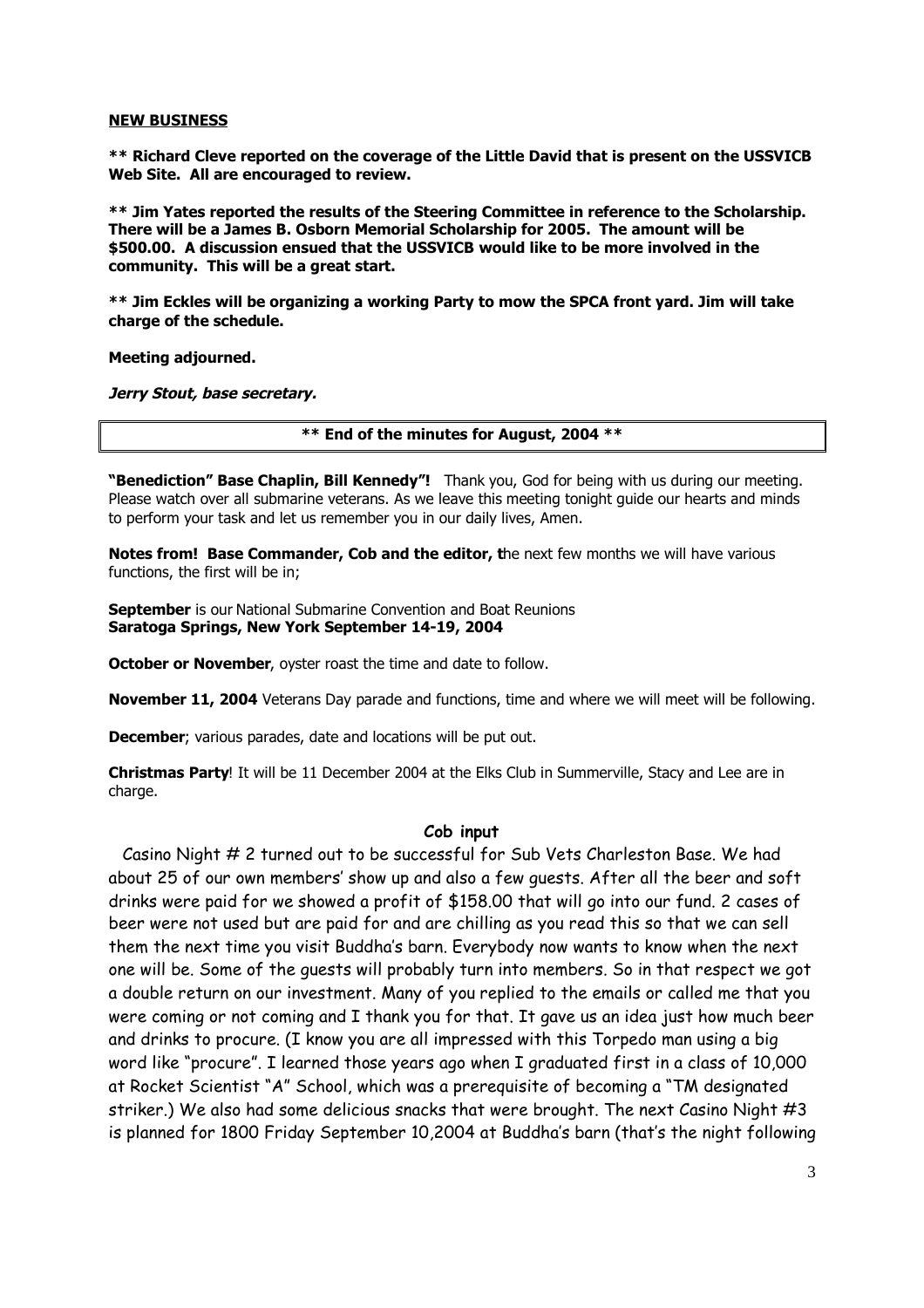**NEW BUSINESS**

**\*\* Richard Cleve reported on the coverage of the Little David that is present on the USSVICB Web Site. All are encouraged to review.**

**\*\* Jim Yates reported the results of the Steering Committee in reference to the Scholarship. There will be a James B. Osborn Memorial Scholarship for 2005. The amount will be $500.00. A discussion ensued that the USSVICB would like to be more involved in the community. This will be a great start.**

**\*\* Jim Eckles will be organizing a working Party to mow the SPCA front yard. Jim will take charge of the schedule.**

**Meeting adjourned.**

***Jerry Stout, base secretary.***

**\*\* End of the minutes for August, 2004 \*\***

**"Benediction" Base Chaplin, Bill Kennedy"!** Thank you, God for being with us during our meeting. Please watch over all submarine veterans. As we leave this meeting tonight guide our hearts and minds to perform your task and let us remember you in our daily lives, Amen.

**Notes from! Base Commander, Cob and the editor, t**he next few months we will have various functions, the first will be in;

**September** is our National Submarine Convention and Boat Reunions
**Saratoga Springs, New York September 14-19, 2004**

**October or November**, oyster roast the time and date to follow.

**November 11, 2004** Veterans Day parade and functions, time and where we will meet will be following.

**December**; various parades, date and locations will be put out.

**Christmas Party**! It will be 11 December 2004 at the Elks Club in Summerville, Stacy and Lee are in charge.

**Cob input**

Casino Night # 2 turned out to be successful for Sub Vets Charleston Base. We had about 25 of our own members' show up and also a few guests. After all the beer and soft drinks were paid for we showed a profit of $158.00 that will go into our fund. 2 cases of beer were not used but are paid for and are chilling as you read this so that we can sell them the next time you visit Buddha's barn. Everybody now wants to know when the next one will be. Some of the guests will probably turn into members. So in that respect we got a double return on our investment. Many of you replied to the emails or called me that you were coming or not coming and I thank you for that. It gave us an idea just how much beer and drinks to procure. (I know you are all impressed with this Torpedo man using a big word like "procure". I learned those years ago when I graduated first in a class of 10,000 at Rocket Scientist "A" School, which was a prerequisite of becoming a "TM designated striker.) We also had some delicious snacks that were brought. The next Casino Night #3 is planned for 1800 Friday September 10,2004 at Buddha's barn (that's the night following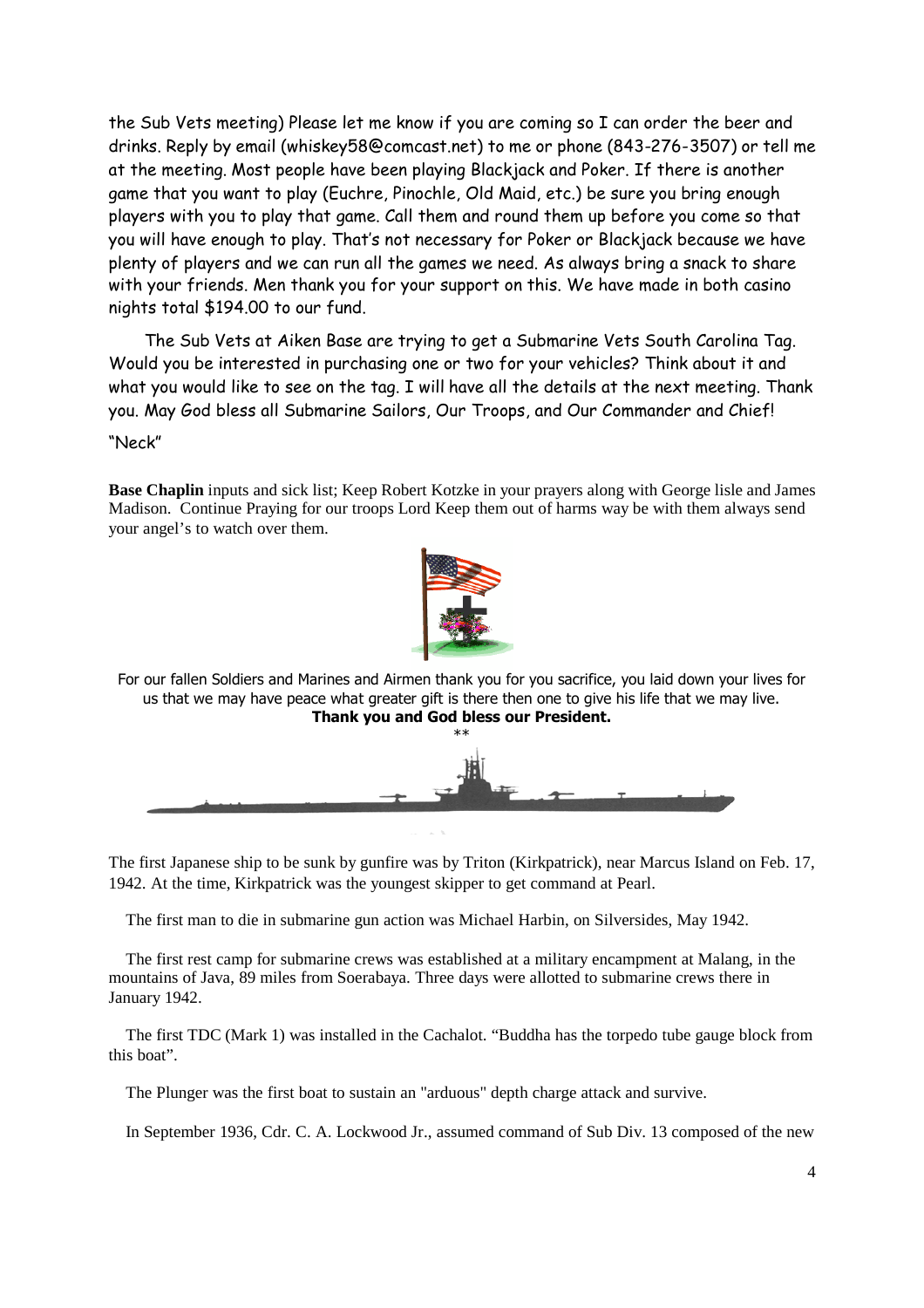the Sub Vets meeting) Please let me know if you are coming so I can order the beer and drinks. Reply by email (whiskey58@comcast.net) to me or phone (843-276-3507) or tell me at the meeting. Most people have been playing Blackjack and Poker. If there is another game that you want to play (Euchre, Pinochle, Old Maid, etc.) be sure you bring enough players with you to play that game. Call them and round them up before you come so that you will have enough to play. That's not necessary for Poker or Blackjack because we have plenty of players and we can run all the games we need. As always bring a snack to share with your friends. Men thank you for your support on this. We have made in both casino nights total $194.00 to our fund.

The Sub Vets at Aiken Base are trying to get a Submarine Vets South Carolina Tag. Would you be interested in purchasing one or two for your vehicles? Think about it and what you would like to see on the tag. I will have all the details at the next meeting. Thank you. May God bless all Submarine Sailors, Our Troops, and Our Commander and Chief!

"Neck"

**Base Chaplin** inputs and sick list; Keep Robert Kotzke in your prayers along with George lisle and James Madison. Continue Praying for our troops Lord Keep them out of harms way be with them always send your angel's to watch over them.

For our fallen Soldiers and Marines and Airmen thank you for you sacrifice, you laid down your lives for us that we may have peace what greater gift is there then one to give his life that we may live.
**Thank you and God bless our President.**

**

The first Japanese ship to be sunk by gunfire was by Triton (Kirkpatrick), near Marcus Island on Feb. 17, 1942. At the time, Kirkpatrick was the youngest skipper to get command at Pearl.

The first man to die in submarine gun action was Michael Harbin, on Silversides, May 1942.

The first rest camp for submarine crews was established at a military encampment at Malang, in the mountains of Java, 89 miles from Soerabaya. Three days were allotted to submarine crews there in January 1942.

The first TDC (Mark 1) was installed in the Cachalot. "Buddha has the torpedo tube gauge block from this boat".

The Plunger was the first boat to sustain an "arduous" depth charge attack and survive.

In September 1936, Cdr. C. A. Lockwood Jr., assumed command of Sub Div. 13 composed of the new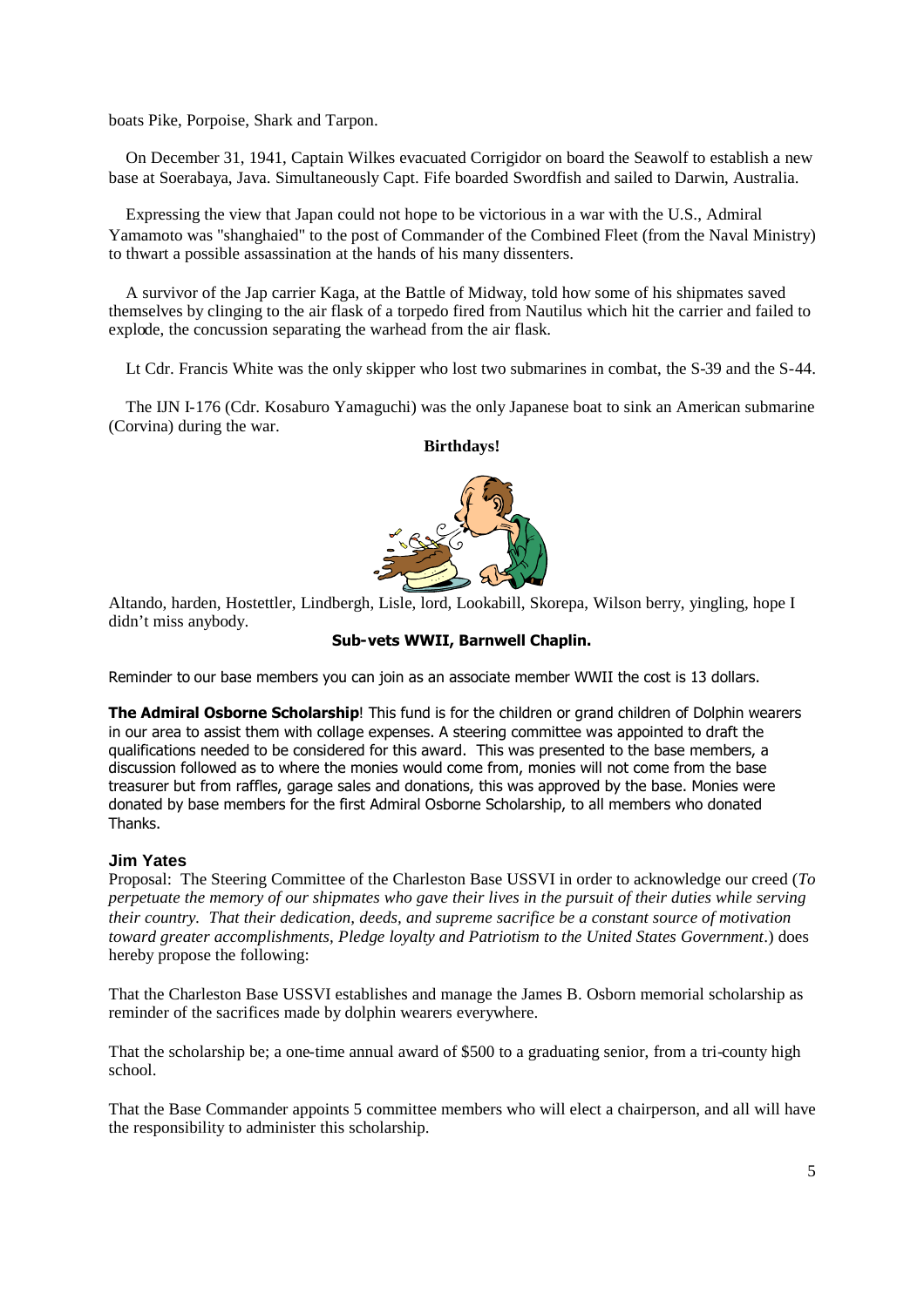boats Pike, Porpoise, Shark and Tarpon.

On December 31, 1941, Captain Wilkes evacuated Corrigidor on board the Seawolf to establish a new base at Soerabaya, Java. Simultaneously Capt. Fife boarded Swordfish and sailed to Darwin, Australia.

Expressing the view that Japan could not hope to be victorious in a war with the U.S., Admiral Yamamoto was "shanghaied" to the post of Commander of the Combined Fleet (from the Naval Ministry) to thwart a possible assassination at the hands of his many dissenters.

A survivor of the Jap carrier Kaga, at the Battle of Midway, told how some of his shipmates saved themselves by clinging to the air flask of a torpedo fired from Nautilus which hit the carrier and failed to explode, the concussion separating the warhead from the air flask.

Lt Cdr. Francis White was the only skipper who lost two submarines in combat, the S-39 and the S-44.

The IJN I-176 (Cdr. Kosaburo Yamaguchi) was the only Japanese boat to sink an American submarine (Corvina) during the war.

**Birthdays!**

Altando, harden, Hostettler, Lindbergh, Lisle, lord, Lookabill, Skorepa, Wilson berry, yingling, hope I didn't miss anybody.

**Sub-vets WWII, Barnwell Chaplin.**

Reminder to our base members you can join as an associate member WWII the cost is 13 dollars.

**The Admiral Osborne Scholarship**! This fund is for the children or grand children of Dolphin wearers in our area to assist them with collage expenses. A steering committee was appointed to draft the qualifications needed to be considered for this award. This was presented to the base members, a discussion followed as to where the monies would come from, monies will not come from the base treasurer but from raffles, garage sales and donations, this was approved by the base. Monies were donated by base members for the first Admiral Osborne Scholarship, to all members who donated Thanks.

**Jim Yates**

Proposal: The Steering Committee of the Charleston Base USSVI in order to acknowledge our creed (*To perpetuate the memory of our shipmates who gave their lives in the pursuit of their duties while serving their country. That their dedication, deeds, and supreme sacrifice be a constant source of motivation toward greater accomplishments, Pledge loyalty and Patriotism to the United States Government*.) does hereby propose the following:

That the Charleston Base USSVI establishes and manage the James B. Osborn memorial scholarship as reminder of the sacrifices made by dolphin wearers everywhere.

That the scholarship be; a one-time annual award of $500 to a graduating senior, from a tri-county high school.

That the Base Commander appoints 5 committee members who will elect a chairperson, and all will have the responsibility to administer this scholarship.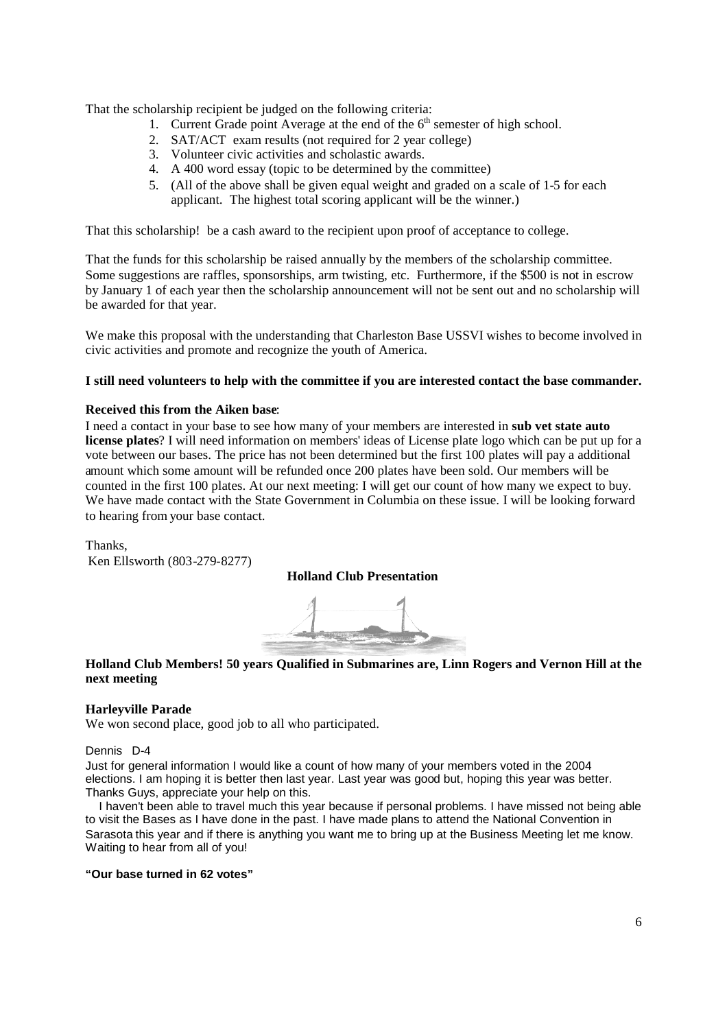That the scholarship recipient be judged on the following criteria:

1. Current Grade point Average at the end of the 6th semester of high school.
2. SAT/ACT exam results (not required for 2 year college)
3. Volunteer civic activities and scholastic awards.
4. A 400 word essay (topic to be determined by the committee)
5. (All of the above shall be given equal weight and graded on a scale of 1-5 for each applicant. The highest total scoring applicant will be the winner.)

That this scholarship! be a cash award to the recipient upon proof of acceptance to college.

That the funds for this scholarship be raised annually by the members of the scholarship committee. Some suggestions are raffles, sponsorships, arm twisting, etc. Furthermore, if the $500 is not in escrow by January 1 of each year then the scholarship announcement will not be sent out and no scholarship will be awarded for that year.

We make this proposal with the understanding that Charleston Base USSVI wishes to become involved in civic activities and promote and recognize the youth of America.

**I still need volunteers to help with the committee if you are interested contact the base commander.**

**Received this from the Aiken base**:

I need a contact in your base to see how many of your members are interested in **sub vet state auto license plates**? I will need information on members' ideas of License plate logo which can be put up for a vote between our bases. The price has not been determined but the first 100 plates will pay a additional amount which some amount will be refunded once 200 plates have been sold. Our members will be counted in the first 100 plates. At our next meeting: I will get our count of how many we expect to buy. We have made contact with the State Government in Columbia on these issue. I will be looking forward to hearing from your base contact.

Thanks,
Ken Ellsworth (803-279-8277)

**Holland Club Presentation**

**Holland Club Members! 50 years Qualified in Submarines are, Linn Rogers and Vernon Hill at the next meeting**

**Harleyville Parade**

We won second place, good job to all who participated.

Dennis D-4

Just for general information I would like a count of how many of your members voted in the 2004 elections. I am hoping it is better then last year. Last year was good but, hoping this year was better. Thanks Guys, appreciate your help on this.

I haven't been able to travel much this year because if personal problems. I have missed not being able to visit the Bases as I have done in the past. I have made plans to attend the National Convention in Sarasota this year and if there is anything you want me to bring up at the Business Meeting let me know. Waiting to hear from all of you!

**"Our base turned in 62 votes"**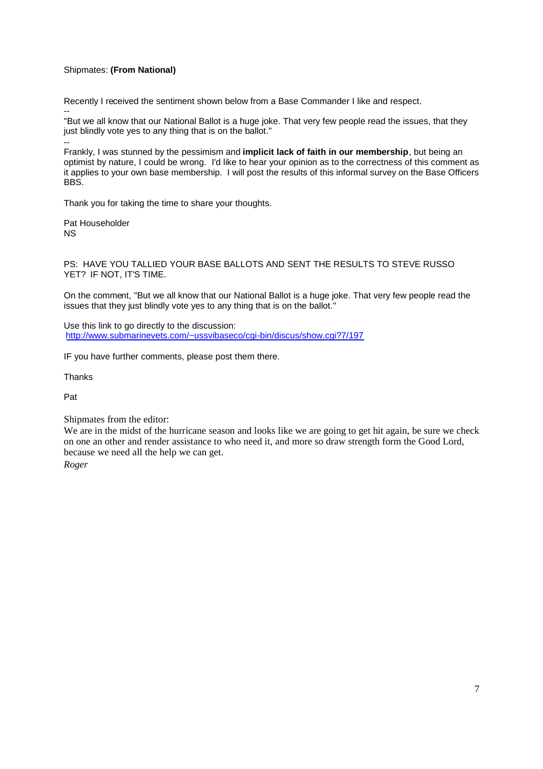Shipmates: **(From National)**

Recently I received the sentiment shown below from a Base Commander I like and respect.

--

"But we all know that our National Ballot is a huge joke. That very few people read the issues, that they just blindly vote yes to any thing that is on the ballot."

--

Frankly, I was stunned by the pessimism and **implicit lack of faith in our membership**, but being an optimist by nature, I could be wrong. I'd like to hear your opinion as to the correctness of this comment as it applies to your own base membership. I will post the results of this informal survey on the Base Officers BBS.

Thank you for taking the time to share your thoughts.

Pat Householder
NS

PS: HAVE YOU TALLIED YOUR BASE BALLOTS AND SENT THE RESULTS TO STEVE RUSSO YET? IF NOT, IT'S TIME.

On the comment, "But we all know that our National Ballot is a huge joke. That very few people read the issues that they just blindly vote yes to any thing that is on the ballot."

Use this link to go directly to the discussion:
http://www.submarinevets.com/~ussvibaseco/cgi-bin/discus/show.cgi?7/197

IF you have further comments, please post them there.

Thanks

Pat

Shipmates from the editor:
We are in the midst of the hurricane season and looks like we are going to get hit again, be sure we check on one an other and render assistance to who need it, and more so draw strength form the Good Lord, because we need all the help we can get.
*Roger*